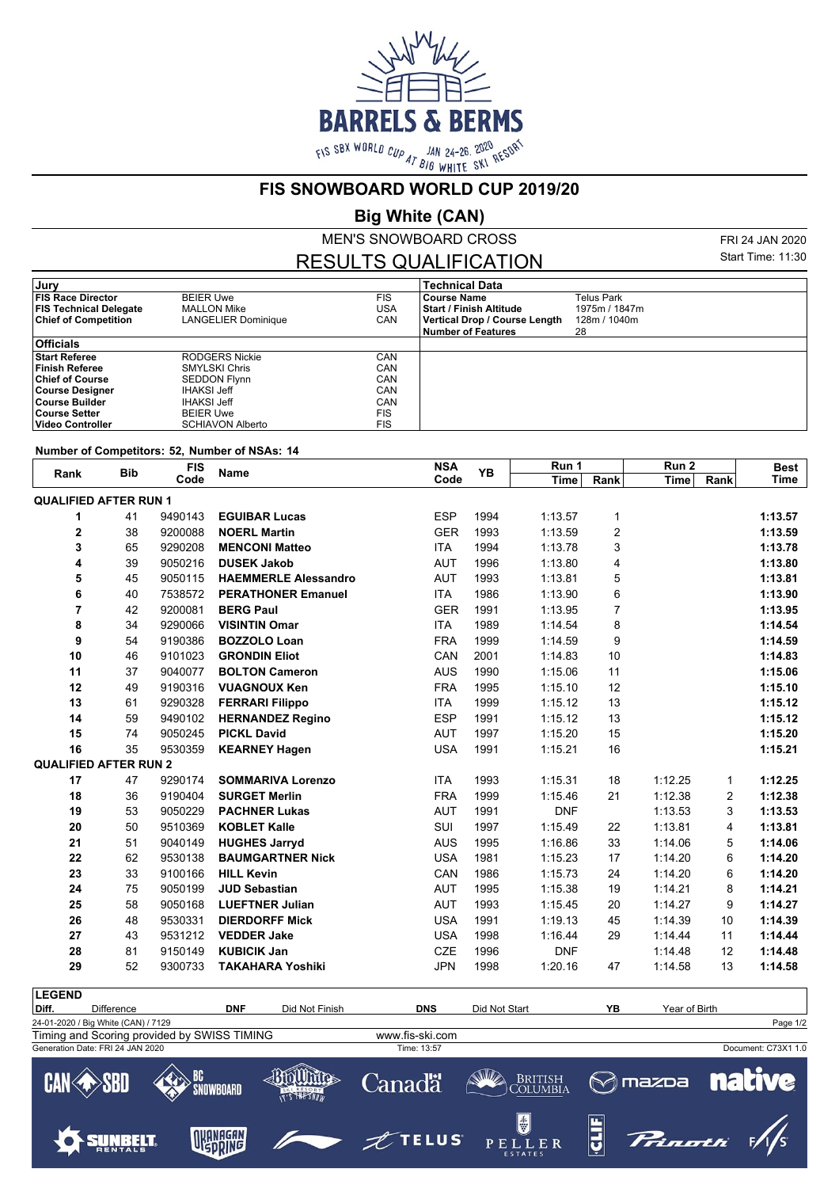# FIS SNOWBOARD WORLD CUP 2019/20

## Big White (CAN)

MEN'S SNOWBOARD CROSS

FRI 24 JAN 2020

## RESULTS QUALIFICATION

Start Time: 11:30

| Jury | | |
|---|---|---|
| FIS Race Director | BEIER Uwe | FIS |
| FIS Technical Delegate | MALLON Mike | USA |
| Chief of Competition | LANGELIER Dominique | CAN |

| Officials | | |
|---|---|---|
| Start Referee | RODGERS Nickie | CAN |
| Finish Referee | SMYLSKI Chris | CAN |
| Chief of Course | SEDDON Flynn | CAN |
| Course Designer | IHAKSI Jeff | CAN |
| Course Builder | IHAKSI Jeff | CAN |
| Course Setter | BEIER Uwe | FIS |
| Video Controller | SCHIAVON Alberto | FIS |

| Technical Data | |
|---|---|
| Course Name | Telus Park |
| Start / Finish Altitude | 1975m / 1847m |
| Vertical Drop / Course Length | 128m / 1040m |
| Number of Features | 28 |

**Number of Competitors: 52, Number of NSAs: 14**

| Rank | Bib | FIS Code | Name | NSA Code | YB | Run 1 Time | Run 1 Rank | Run 2 Time | Run 2 Rank | Best Time |
|---|---|---|---|---|---|---|---|---|---|---|
| **QUALIFIED AFTER RUN 1** | | | | | | | | | | |
| 1 | 41 | 9490143 | **EGUIBAR Lucas** | ESP | 1994 | 1:13.57 | 1 | | | **1:13.57** |
| 2 | 38 | 9200088 | **NOERL Martin** | GER | 1993 | 1:13.59 | 2 | | | **1:13.59** |
| 3 | 65 | 9290208 | **MENCONI Matteo** | ITA | 1994 | 1:13.78 | 3 | | | **1:13.78** |
| 4 | 39 | 9050216 | **DUSEK Jakob** | AUT | 1996 | 1:13.80 | 4 | | | **1:13.80** |
| 5 | 45 | 9050115 | **HAEMMERLE Alessandro** | AUT | 1993 | 1:13.81 | 5 | | | **1:13.81** |
| 6 | 40 | 7538572 | **PERATHONER Emanuel** | ITA | 1986 | 1:13.90 | 6 | | | **1:13.90** |
| 7 | 42 | 9200081 | **BERG Paul** | GER | 1991 | 1:13.95 | 7 | | | **1:13.95** |
| 8 | 34 | 9290066 | **VISINTIN Omar** | ITA | 1989 | 1:14.54 | 8 | | | **1:14.54** |
| 9 | 54 | 9190386 | **BOZZOLO Loan** | FRA | 1999 | 1:14.59 | 9 | | | **1:14.59** |
| 10 | 46 | 9101023 | **GRONDIN Eliot** | CAN | 2001 | 1:14.83 | 10 | | | **1:14.83** |
| 11 | 37 | 9040077 | **BOLTON Cameron** | AUS | 1990 | 1:15.06 | 11 | | | **1:15.06** |
| 12 | 49 | 9190316 | **VUAGNOUX Ken** | FRA | 1995 | 1:15.10 | 12 | | | **1:15.10** |
| 13 | 61 | 9290328 | **FERRARI Filippo** | ITA | 1999 | 1:15.12 | 13 | | | **1:15.12** |
| 14 | 59 | 9490102 | **HERNANDEZ Regino** | ESP | 1991 | 1:15.12 | 13 | | | **1:15.12** |
| 15 | 74 | 9050245 | **PICKL David** | AUT | 1997 | 1:15.20 | 15 | | | **1:15.20** |
| 16 | 35 | 9530359 | **KEARNEY Hagen** | USA | 1991 | 1:15.21 | 16 | | | **1:15.21** |
| **QUALIFIED AFTER RUN 2** | | | | | | | | | | |
| 17 | 47 | 9290174 | **SOMMARIVA Lorenzo** | ITA | 1993 | 1:15.31 | 18 | 1:12.25 | 1 | **1:12.25** |
| 18 | 36 | 9190404 | **SURGET Merlin** | FRA | 1999 | 1:15.46 | 21 | 1:12.38 | 2 | **1:12.38** |
| 19 | 53 | 9050229 | **PACHNER Lukas** | AUT | 1991 | DNF | | 1:13.53 | 3 | **1:13.53** |
| 20 | 50 | 9510369 | **KOBLET Kalle** | SUI | 1997 | 1:15.49 | 22 | 1:13.81 | 4 | **1:13.81** |
| 21 | 51 | 9040149 | **HUGHES Jarryd** | AUS | 1995 | 1:16.86 | 33 | 1:14.06 | 5 | **1:14.06** |
| 22 | 62 | 9530138 | **BAUMGARTNER Nick** | USA | 1981 | 1:15.23 | 17 | 1:14.20 | 6 | **1:14.20** |
| 23 | 33 | 9100166 | **HILL Kevin** | CAN | 1986 | 1:15.73 | 24 | 1:14.20 | 6 | **1:14.20** |
| 24 | 75 | 9050199 | **JUD Sebastian** | AUT | 1995 | 1:15.38 | 19 | 1:14.21 | 8 | **1:14.21** |
| 25 | 58 | 9050168 | **LUEFTNER Julian** | AUT | 1993 | 1:15.45 | 20 | 1:14.27 | 9 | **1:14.27** |
| 26 | 48 | 9530331 | **DIERDORFF Mick** | USA | 1991 | 1:19.13 | 45 | 1:14.39 | 10 | **1:14.39** |
| 27 | 43 | 9531212 | **VEDDER Jake** | USA | 1998 | 1:16.44 | 29 | 1:14.44 | 11 | **1:14.44** |
| 28 | 81 | 9150149 | **KUBICIK Jan** | CZE | 1996 | DNF | | 1:14.48 | 12 | **1:14.48** |
| 29 | 52 | 9300733 | **TAKAHARA Yoshiki** | JPN | 1998 | 1:20.16 | 47 | 1:14.58 | 13 | **1:14.58** |

| LEGEND | | | | | | | |
|---|---|---|---|---|---|---|---|
| Diff. | Difference | DNF | Did Not Finish | DNS | Did Not Start | YB | Year of Birth |

24-01-2020 / Big White (CAN) / 7129

Timing and Scoring provided by SWISS TIMING — www.fis-ski.com

Generation Date: FRI 24 JAN 2020 — Time: 13:57 — Document: C73X1 1.0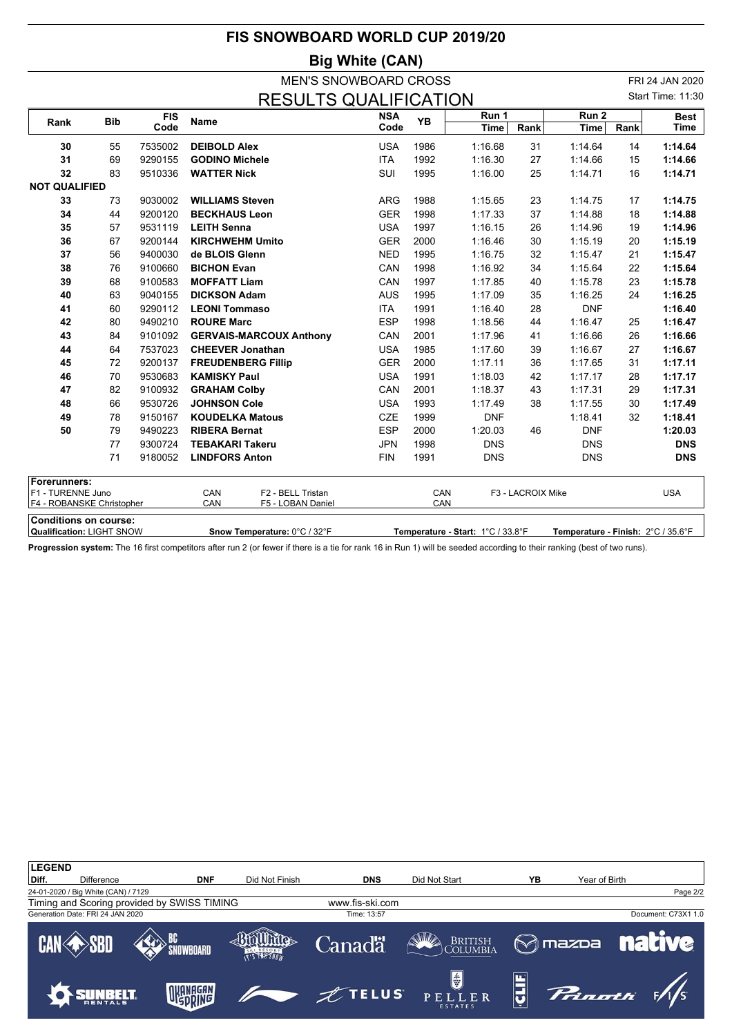# FIS SNOWBOARD WORLD CUP 2019/20

## Big White (CAN)

MEN'S SNOWBOARD CROSS

FRI 24 JAN 2020

## RESULTS QUALIFICATION

Start Time: 11:30

| Rank | Bib | FIS Code | Name | NSA Code | YB | Run 1 Time | Run 1 Rank | Run 2 Time | Run 2 Rank | Best Time |
|---|---|---|---|---|---|---|---|---|---|---|
| 30 | 55 | 7535002 | **DEIBOLD Alex** | USA | 1986 | 1:16.68 | 31 | 1:14.64 | 14 | **1:14.64** |
| 31 | 69 | 9290155 | **GODINO Michele** | ITA | 1992 | 1:16.30 | 27 | 1:14.66 | 15 | **1:14.66** |
| 32 | 83 | 9510336 | **WATTER Nick** | SUI | 1995 | 1:16.00 | 25 | 1:14.71 | 16 | **1:14.71** |
| **NOT QUALIFIED** | | | | | | | | | | |
| 33 | 73 | 9030002 | **WILLIAMS Steven** | ARG | 1988 | 1:15.65 | 23 | 1:14.75 | 17 | **1:14.75** |
| 34 | 44 | 9200120 | **BECKHAUS Leon** | GER | 1998 | 1:17.33 | 37 | 1:14.88 | 18 | **1:14.88** |
| 35 | 57 | 9531119 | **LEITH Senna** | USA | 1997 | 1:16.15 | 26 | 1:14.96 | 19 | **1:14.96** |
| 36 | 67 | 9200144 | **KIRCHWEHM Umito** | GER | 2000 | 1:16.46 | 30 | 1:15.19 | 20 | **1:15.19** |
| 37 | 56 | 9400030 | **de BLOIS Glenn** | NED | 1995 | 1:16.75 | 32 | 1:15.47 | 21 | **1:15.47** |
| 38 | 76 | 9100660 | **BICHON Evan** | CAN | 1998 | 1:16.92 | 34 | 1:15.64 | 22 | **1:15.64** |
| 39 | 68 | 9100583 | **MOFFATT Liam** | CAN | 1997 | 1:17.85 | 40 | 1:15.78 | 23 | **1:15.78** |
| 40 | 63 | 9040155 | **DICKSON Adam** | AUS | 1995 | 1:17.09 | 35 | 1:16.25 | 24 | **1:16.25** |
| 41 | 60 | 9290112 | **LEONI Tommaso** | ITA | 1991 | 1:16.40 | 28 | DNF | | **1:16.40** |
| 42 | 80 | 9490210 | **ROURE Marc** | ESP | 1998 | 1:18.56 | 44 | 1:16.47 | 25 | **1:16.47** |
| 43 | 84 | 9101092 | **GERVAIS-MARCOUX Anthony** | CAN | 2001 | 1:17.96 | 41 | 1:16.66 | 26 | **1:16.66** |
| 44 | 64 | 7537023 | **CHEEVER Jonathan** | USA | 1985 | 1:17.60 | 39 | 1:16.67 | 27 | **1:16.67** |
| 45 | 72 | 9200137 | **FREUDENBERG Fillip** | GER | 2000 | 1:17.11 | 36 | 1:17.65 | 31 | **1:17.11** |
| 46 | 70 | 9530683 | **KAMISKY Paul** | USA | 1991 | 1:18.03 | 42 | 1:17.17 | 28 | **1:17.17** |
| 47 | 82 | 9100932 | **GRAHAM Colby** | CAN | 2001 | 1:18.37 | 43 | 1:17.31 | 29 | **1:17.31** |
| 48 | 66 | 9530726 | **JOHNSON Cole** | USA | 1993 | 1:17.49 | 38 | 1:17.55 | 30 | **1:17.49** |
| 49 | 78 | 9150167 | **KOUDELKA Matous** | CZE | 1999 | DNF | | 1:18.41 | 32 | **1:18.41** |
| 50 | 79 | 9490223 | **RIBERA Bernat** | ESP | 2000 | 1:20.03 | 46 | DNF | | **1:20.03** |
| | 77 | 9300724 | **TEBAKARI Takeru** | JPN | 1998 | DNS | | DNS | | **DNS** |
| | 71 | 9180052 | **LINDFORS Anton** | FIN | 1991 | DNS | | DNS | | **DNS** |

**Forerunners:**
F1 - TURENNE Juno CAN; F2 - BELL Tristan CAN; F3 - LACROIX Mike USA
F4 - ROBANSKE Christopher CAN; F5 - LOBAN Daniel CAN

**Conditions on course:**
**Qualification:** LIGHT SNOW — **Snow Temperature:** 0°C / 32°F — **Temperature - Start:** 1°C / 33.8°F — **Temperature - Finish:** 2°C / 35.6°F

**Progression system:** The 16 first competitors after run 2 (or fewer if there is a tie for rank 16 in Run 1) will be seeded according to their ranking (best of two runs).

**LEGEND**
Diff. Difference — DNF Did Not Finish — DNS Did Not Start — YB Year of Birth

24-01-2020 / Big White (CAN) / 7129
Timing and Scoring provided by SWISS TIMING — www.fis-ski.com
Generation Date: FRI 24 JAN 2020 — Time: 13:57 — Document: C73X1 1.0